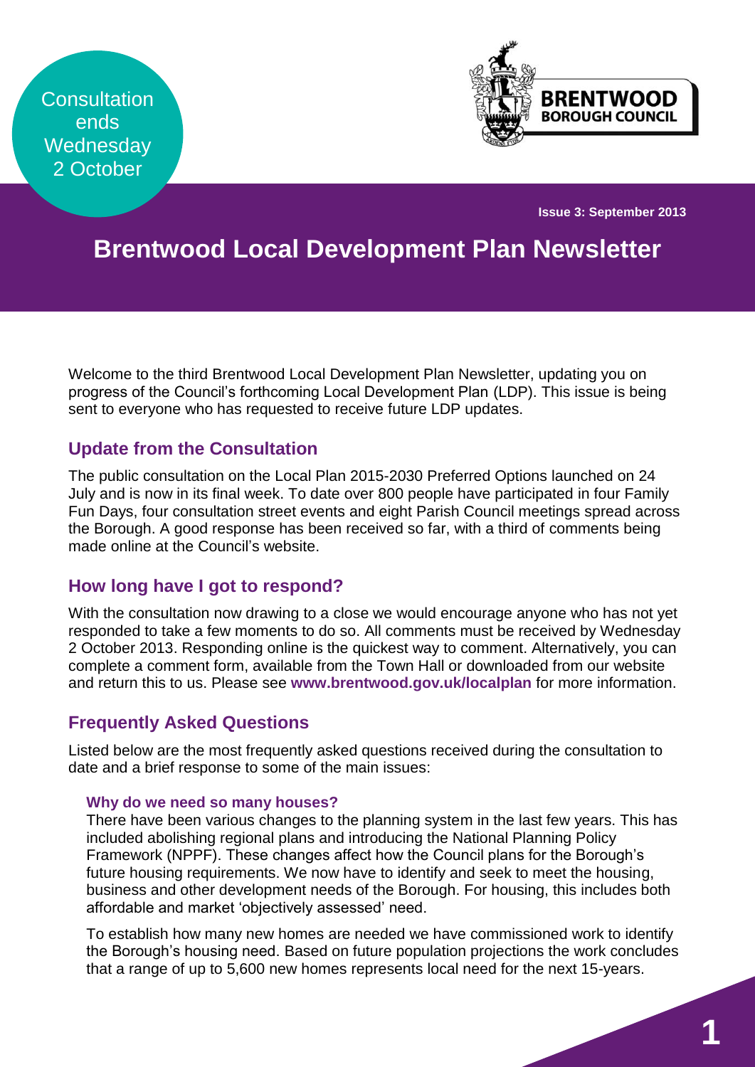Consultation ends Wednesday 2 October

BRENTWOOD BOROUGH COUNCIL

**Issue 3: September 2013**

# Brentwood Local Development Plan Newsletter

Welcome to the third Brentwood Local Development Plan Newsletter, updating you on progress of the Council's forthcoming Local Development Plan (LDP). This issue is being sent to everyone who has requested to receive future LDP updates.

## Update from the Consultation

The public consultation on the Local Plan 2015-2030 Preferred Options launched on 24 July and is now in its final week. To date over 800 people have participated in four Family Fun Days, four consultation street events and eight Parish Council meetings spread across the Borough. A good response has been received so far, with a third of comments being made online at the Council's website.

## How long have I got to respond?

With the consultation now drawing to a close we would encourage anyone who has not yet responded to take a few moments to do so. All comments must be received by Wednesday 2 October 2013. Responding online is the quickest way to comment. Alternatively, you can complete a comment form, available from the Town Hall or downloaded from our website and return this to us. Please see **www.brentwood.gov.uk/localplan** for more information.

## Frequently Asked Questions

Listed below are the most frequently asked questions received during the consultation to date and a brief response to some of the main issues:

### Why do we need so many houses?

There have been various changes to the planning system in the last few years. This has included abolishing regional plans and introducing the National Planning Policy Framework (NPPF). These changes affect how the Council plans for the Borough's future housing requirements. We now have to identify and seek to meet the housing, business and other development needs of the Borough. For housing, this includes both affordable and market 'objectively assessed' need.

To establish how many new homes are needed we have commissioned work to identify the Borough's housing need. Based on future population projections the work concludes that a range of up to 5,600 new homes represents local need for the next 15-years.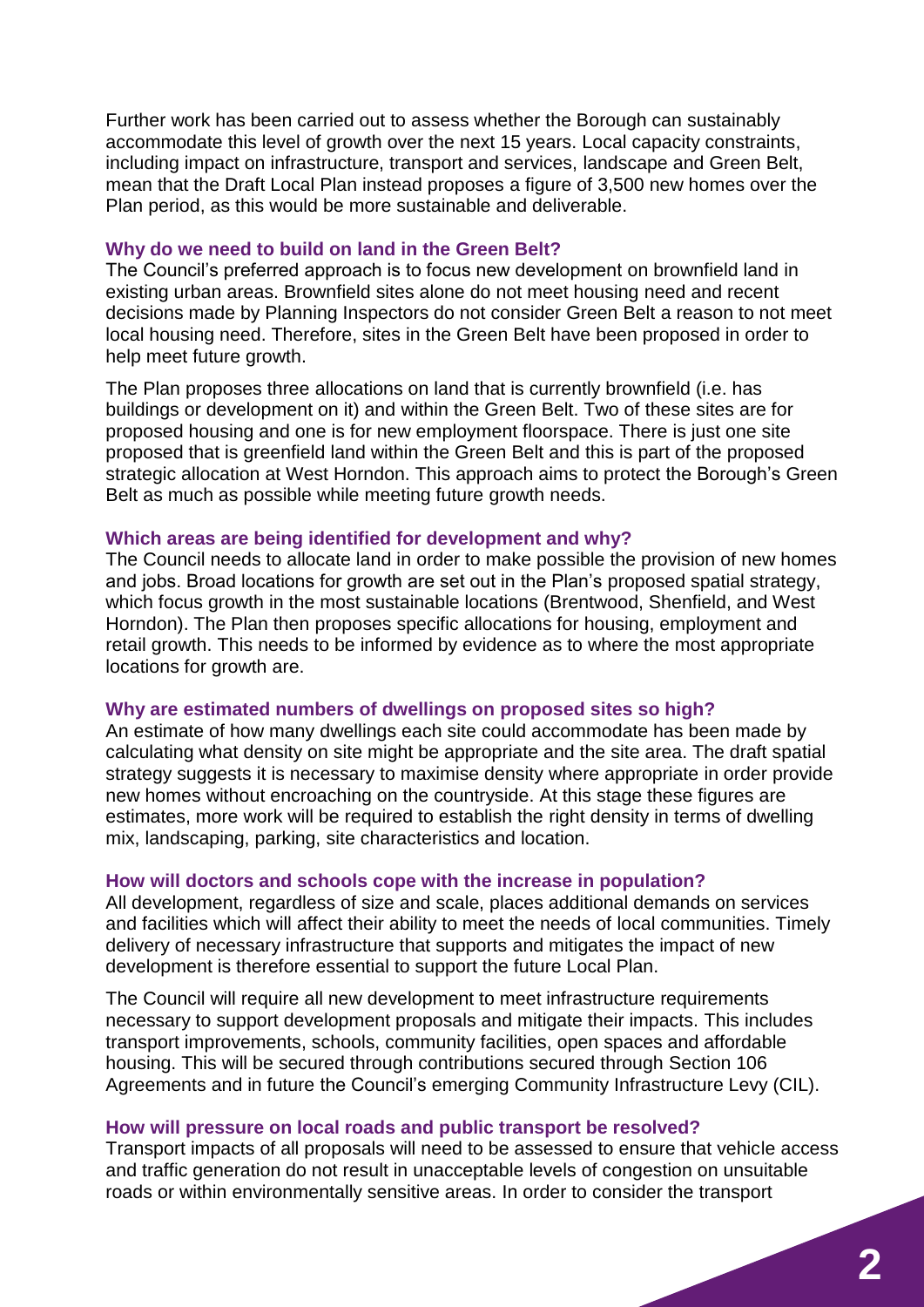Further work has been carried out to assess whether the Borough can sustainably accommodate this level of growth over the next 15 years. Local capacity constraints, including impact on infrastructure, transport and services, landscape and Green Belt, mean that the Draft Local Plan instead proposes a figure of 3,500 new homes over the Plan period, as this would be more sustainable and deliverable.

### Why do we need to build on land in the Green Belt?

The Council's preferred approach is to focus new development on brownfield land in existing urban areas. Brownfield sites alone do not meet housing need and recent decisions made by Planning Inspectors do not consider Green Belt a reason to not meet local housing need. Therefore, sites in the Green Belt have been proposed in order to help meet future growth.

The Plan proposes three allocations on land that is currently brownfield (i.e. has buildings or development on it) and within the Green Belt. Two of these sites are for proposed housing and one is for new employment floorspace. There is just one site proposed that is greenfield land within the Green Belt and this is part of the proposed strategic allocation at West Horndon. This approach aims to protect the Borough's Green Belt as much as possible while meeting future growth needs.

### Which areas are being identified for development and why?

The Council needs to allocate land in order to make possible the provision of new homes and jobs. Broad locations for growth are set out in the Plan's proposed spatial strategy, which focus growth in the most sustainable locations (Brentwood, Shenfield, and West Horndon). The Plan then proposes specific allocations for housing, employment and retail growth. This needs to be informed by evidence as to where the most appropriate locations for growth are.

### Why are estimated numbers of dwellings on proposed sites so high?

An estimate of how many dwellings each site could accommodate has been made by calculating what density on site might be appropriate and the site area. The draft spatial strategy suggests it is necessary to maximise density where appropriate in order provide new homes without encroaching on the countryside. At this stage these figures are estimates, more work will be required to establish the right density in terms of dwelling mix, landscaping, parking, site characteristics and location.

### How will doctors and schools cope with the increase in population?

All development, regardless of size and scale, places additional demands on services and facilities which will affect their ability to meet the needs of local communities. Timely delivery of necessary infrastructure that supports and mitigates the impact of new development is therefore essential to support the future Local Plan.

The Council will require all new development to meet infrastructure requirements necessary to support development proposals and mitigate their impacts. This includes transport improvements, schools, community facilities, open spaces and affordable housing. This will be secured through contributions secured through Section 106 Agreements and in future the Council's emerging Community Infrastructure Levy (CIL).

### How will pressure on local roads and public transport be resolved?

Transport impacts of all proposals will need to be assessed to ensure that vehicle access and traffic generation do not result in unacceptable levels of congestion on unsuitable roads or within environmentally sensitive areas. In order to consider the transport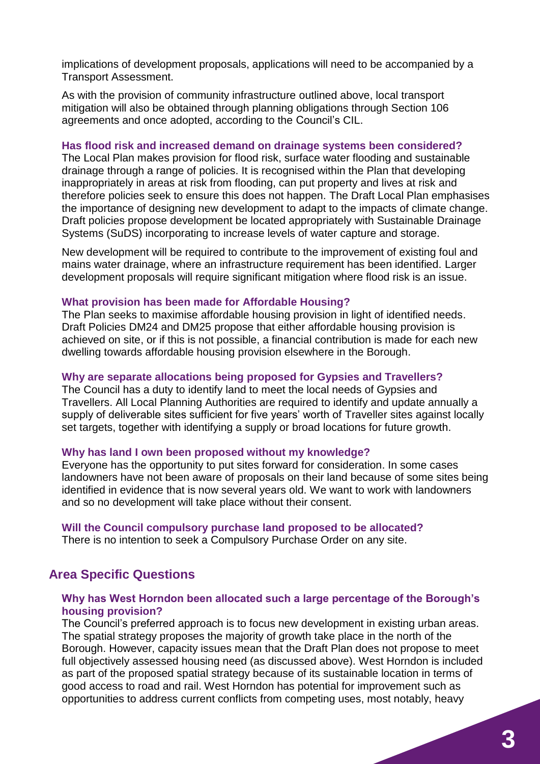implications of development proposals, applications will need to be accompanied by a Transport Assessment.

As with the provision of community infrastructure outlined above, local transport mitigation will also be obtained through planning obligations through Section 106 agreements and once adopted, according to the Council's CIL.

### Has flood risk and increased demand on drainage systems been considered?

The Local Plan makes provision for flood risk, surface water flooding and sustainable drainage through a range of policies. It is recognised within the Plan that developing inappropriately in areas at risk from flooding, can put property and lives at risk and therefore policies seek to ensure this does not happen. The Draft Local Plan emphasises the importance of designing new development to adapt to the impacts of climate change. Draft policies propose development be located appropriately with Sustainable Drainage Systems (SuDS) incorporating to increase levels of water capture and storage.

New development will be required to contribute to the improvement of existing foul and mains water drainage, where an infrastructure requirement has been identified. Larger development proposals will require significant mitigation where flood risk is an issue.

### What provision has been made for Affordable Housing?

The Plan seeks to maximise affordable housing provision in light of identified needs. Draft Policies DM24 and DM25 propose that either affordable housing provision is achieved on site, or if this is not possible, a financial contribution is made for each new dwelling towards affordable housing provision elsewhere in the Borough.

### Why are separate allocations being proposed for Gypsies and Travellers?

The Council has a duty to identify land to meet the local needs of Gypsies and Travellers. All Local Planning Authorities are required to identify and update annually a supply of deliverable sites sufficient for five years' worth of Traveller sites against locally set targets, together with identifying a supply or broad locations for future growth.

### Why has land I own been proposed without my knowledge?

Everyone has the opportunity to put sites forward for consideration. In some cases landowners have not been aware of proposals on their land because of some sites being identified in evidence that is now several years old. We want to work with landowners and so no development will take place without their consent.

### Will the Council compulsory purchase land proposed to be allocated?

There is no intention to seek a Compulsory Purchase Order on any site.

## Area Specific Questions

### Why has West Horndon been allocated such a large percentage of the Borough's housing provision?

The Council's preferred approach is to focus new development in existing urban areas. The spatial strategy proposes the majority of growth take place in the north of the Borough. However, capacity issues mean that the Draft Plan does not propose to meet full objectively assessed housing need (as discussed above). West Horndon is included as part of the proposed spatial strategy because of its sustainable location in terms of good access to road and rail. West Horndon has potential for improvement such as opportunities to address current conflicts from competing uses, most notably, heavy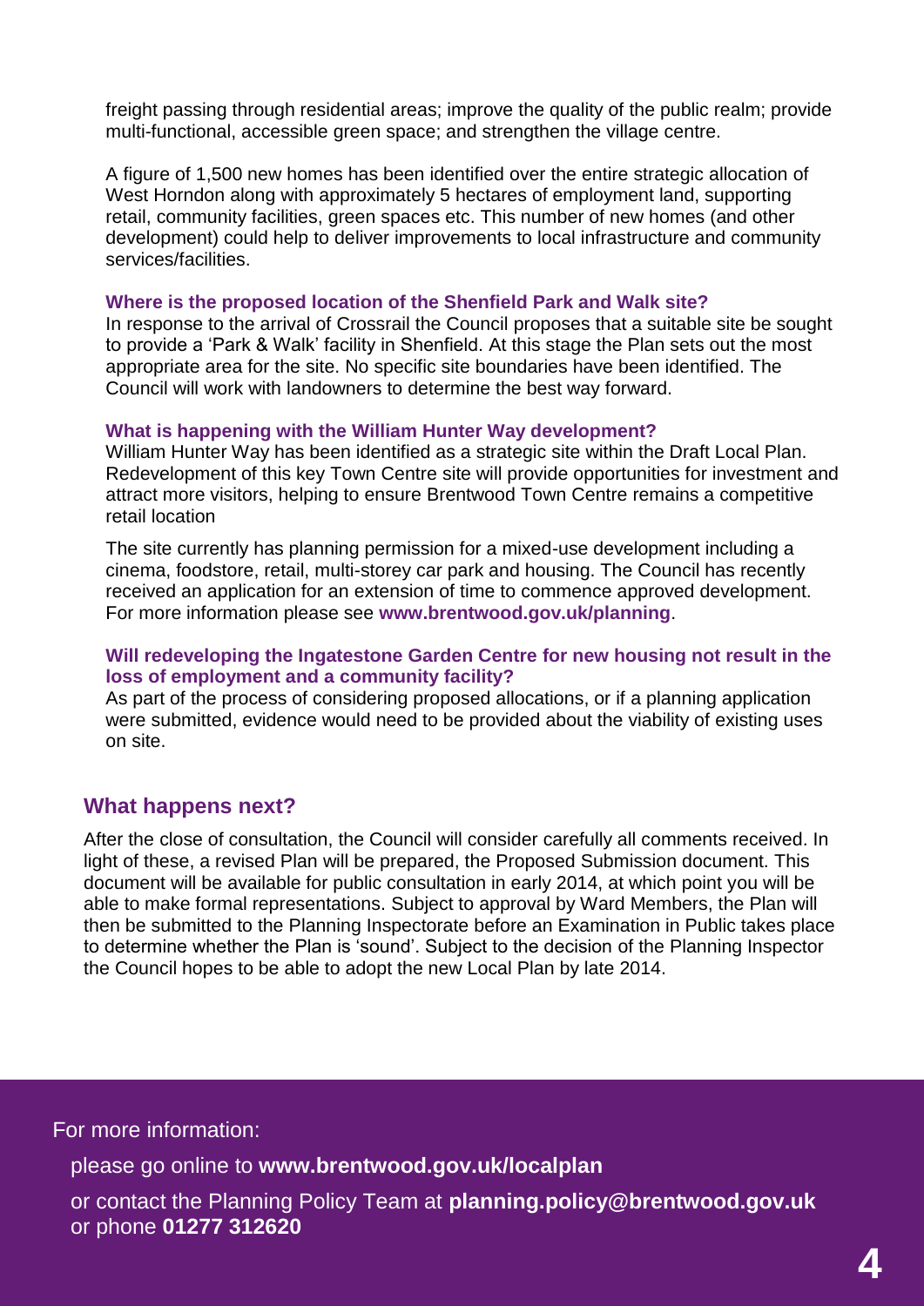freight passing through residential areas; improve the quality of the public realm; provide multi-functional, accessible green space; and strengthen the village centre.

A figure of 1,500 new homes has been identified over the entire strategic allocation of West Horndon along with approximately 5 hectares of employment land, supporting retail, community facilities, green spaces etc. This number of new homes (and other development) could help to deliver improvements to local infrastructure and community services/facilities.

### Where is the proposed location of the Shenfield Park and Walk site?

In response to the arrival of Crossrail the Council proposes that a suitable site be sought to provide a 'Park & Walk' facility in Shenfield. At this stage the Plan sets out the most appropriate area for the site. No specific site boundaries have been identified. The Council will work with landowners to determine the best way forward.

### What is happening with the William Hunter Way development?

William Hunter Way has been identified as a strategic site within the Draft Local Plan. Redevelopment of this key Town Centre site will provide opportunities for investment and attract more visitors, helping to ensure Brentwood Town Centre remains a competitive retail location

The site currently has planning permission for a mixed-use development including a cinema, foodstore, retail, multi-storey car park and housing. The Council has recently received an application for an extension of time to commence approved development. For more information please see **www.brentwood.gov.uk/planning**.

### Will redeveloping the Ingatestone Garden Centre for new housing not result in the loss of employment and a community facility?

As part of the process of considering proposed allocations, or if a planning application were submitted, evidence would need to be provided about the viability of existing uses on site.

## What happens next?

After the close of consultation, the Council will consider carefully all comments received. In light of these, a revised Plan will be prepared, the Proposed Submission document. This document will be available for public consultation in early 2014, at which point you will be able to make formal representations. Subject to approval by Ward Members, the Plan will then be submitted to the Planning Inspectorate before an Examination in Public takes place to determine whether the Plan is 'sound'. Subject to the decision of the Planning Inspector the Council hopes to be able to adopt the new Local Plan by late 2014.

For more information:

please go online to **www.brentwood.gov.uk/localplan**

or contact the Planning Policy Team at **planning.policy@brentwood.gov.uk** or phone **01277 312620**